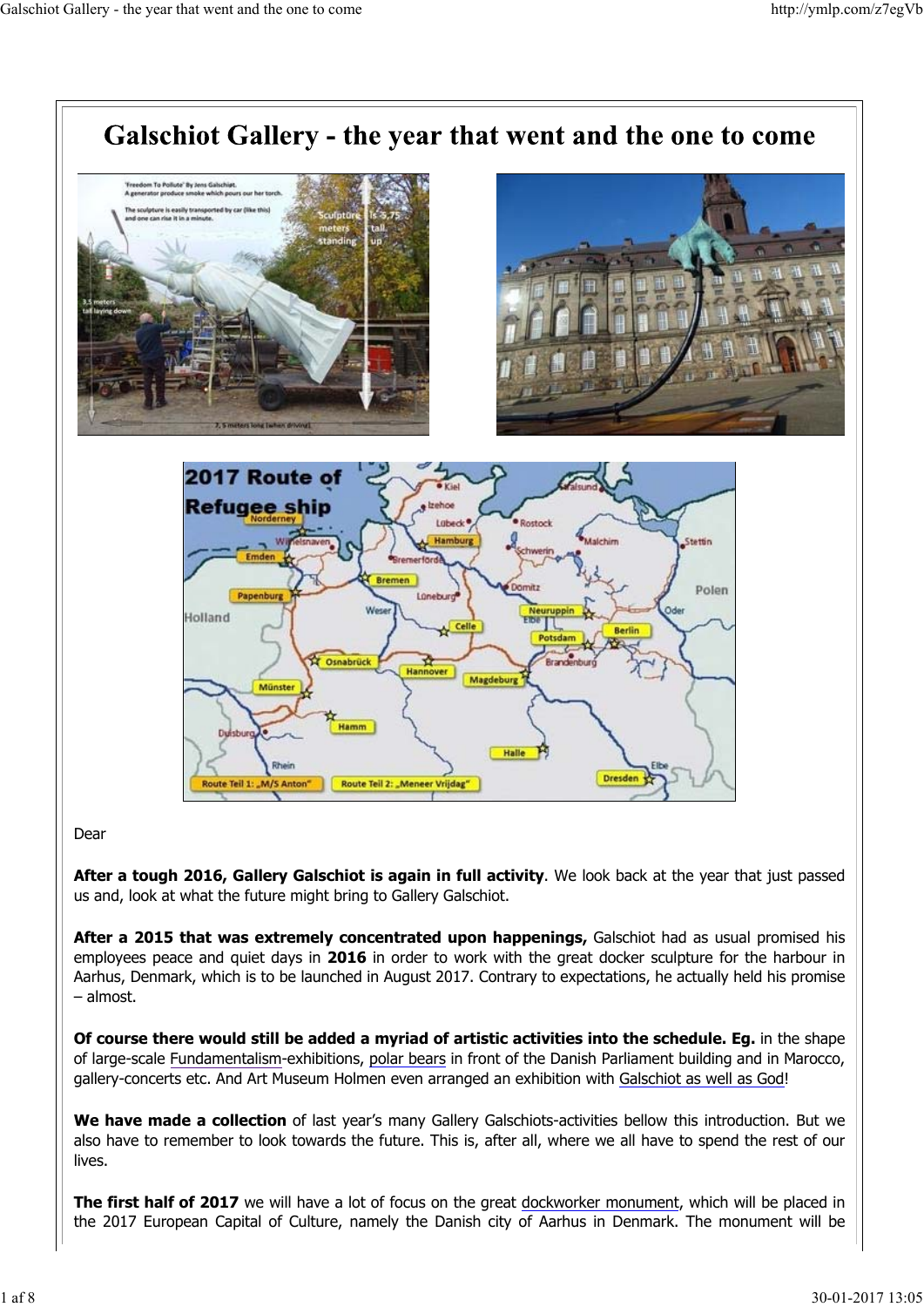# Galschiot Gallery - the year that went and the one to come

Dear

**After a tough 2016, Gallery Galschiot is again in full activity**. We look back at the year that just passed us and, look at what the future might bring to Gallery Galschiot.

**After a 2015 that was extremely concentrated upon happenings,** Galschiot had as usual promised his employees peace and quiet days in **2016** in order to work with the great docker sculpture for the harbour in Aarhus, Denmark, which is to be launched in August 2017. Contrary to expectations, he actually held his promise – almost.

**Of course there would still be added a myriad of artistic activities into the schedule. Eg.** in the shape of large-scale Fundamentalism-exhibitions, polar bears in front of the Danish Parliament building and in Marocco, gallery-concerts etc. And Art Museum Holmen even arranged an exhibition with Galschiot as well as God!

**We have made a collection** of last year's many Gallery Galschiots-activities bellow this introduction. But we also have to remember to look towards the future. This is, after all, where we all have to spend the rest of our lives.

**The first half of 2017** we will have a lot of focus on the great dockworker monument, which will be placed in the 2017 European Capital of Culture, namely the Danish city of Aarhus in Denmark. The monument will be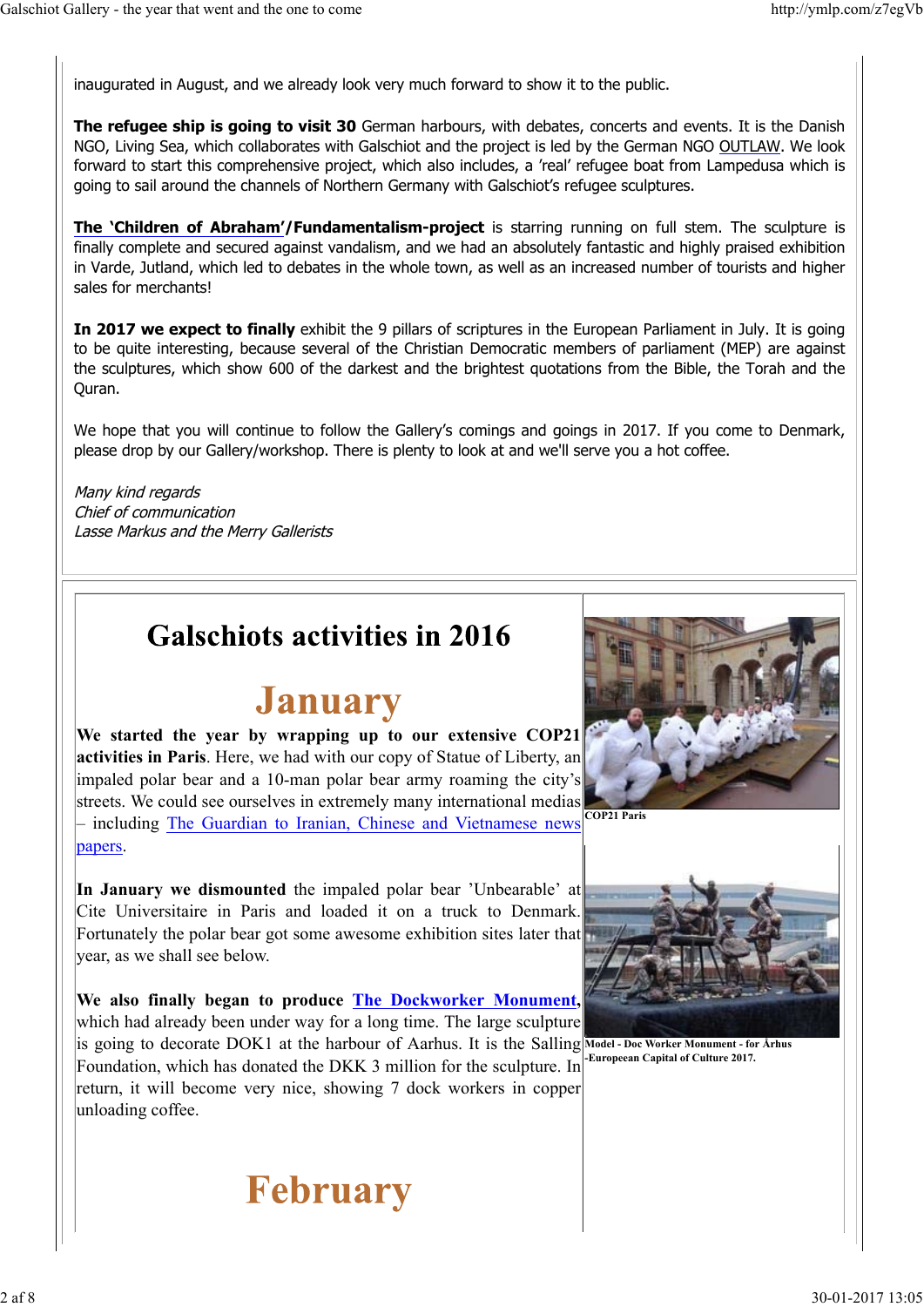inaugurated in August, and we already look very much forward to show it to the public.

**The refugee ship is going to visit 30** German harbours, with debates, concerts and events. It is the Danish NGO, Living Sea, which collaborates with Galschiot and the project is led by the German NGO OUTLAW. We look forward to start this comprehensive project, which also includes, a 'real' refugee boat from Lampedusa which is going to sail around the channels of Northern Germany with Galschiot's refugee sculptures.

**The 'Children of Abraham'/Fundamentalism-project** is starring running on full stem. The sculpture is finally complete and secured against vandalism, and we had an absolutely fantastic and highly praised exhibition in Varde, Jutland, which led to debates in the whole town, as well as an increased number of tourists and higher sales for merchants!

**In 2017 we expect to finally** exhibit the 9 pillars of scriptures in the European Parliament in July. It is going to be quite interesting, because several of the Christian Democratic members of parliament (MEP) are against the sculptures, which show 600 of the darkest and the brightest quotations from the Bible, the Torah and the Quran.

We hope that you will continue to follow the Gallery's comings and goings in 2017. If you come to Denmark, please drop by our Gallery/workshop. There is plenty to look at and we'll serve you a hot coffee.

*Many kind regards*
*Chief of communication*
*Lasse Markus and the Merry Gallerists*

# Galschiots activities in 2016

## January

**We started the year by wrapping up to our extensive COP21 activities in Paris**. Here, we had with our copy of Statue of Liberty, an impaled polar bear and a 10-man polar bear army roaming the city's streets. We could see ourselves in extremely many international medias – including The Guardian to Iranian, Chinese and Vietnamese news papers.

COP21 Paris

**In January we dismounted** the impaled polar bear 'Unbearable' at Cite Universitaire in Paris and loaded it on a truck to Denmark. Fortunately the polar bear got some awesome exhibition sites later that year, as we shall see below.

**We also finally began to produce The Dockworker Monument,** which had already been under way for a long time. The large sculpture is going to decorate DOK1 at the harbour of Aarhus. It is the Salling Foundation, which has donated the DKK 3 million for the sculpture. In return, it will become very nice, showing 7 dock workers in copper unloading coffee.

Model - Doc Worker Monument - for Århus -Europeean Capital of Culture 2017.

## February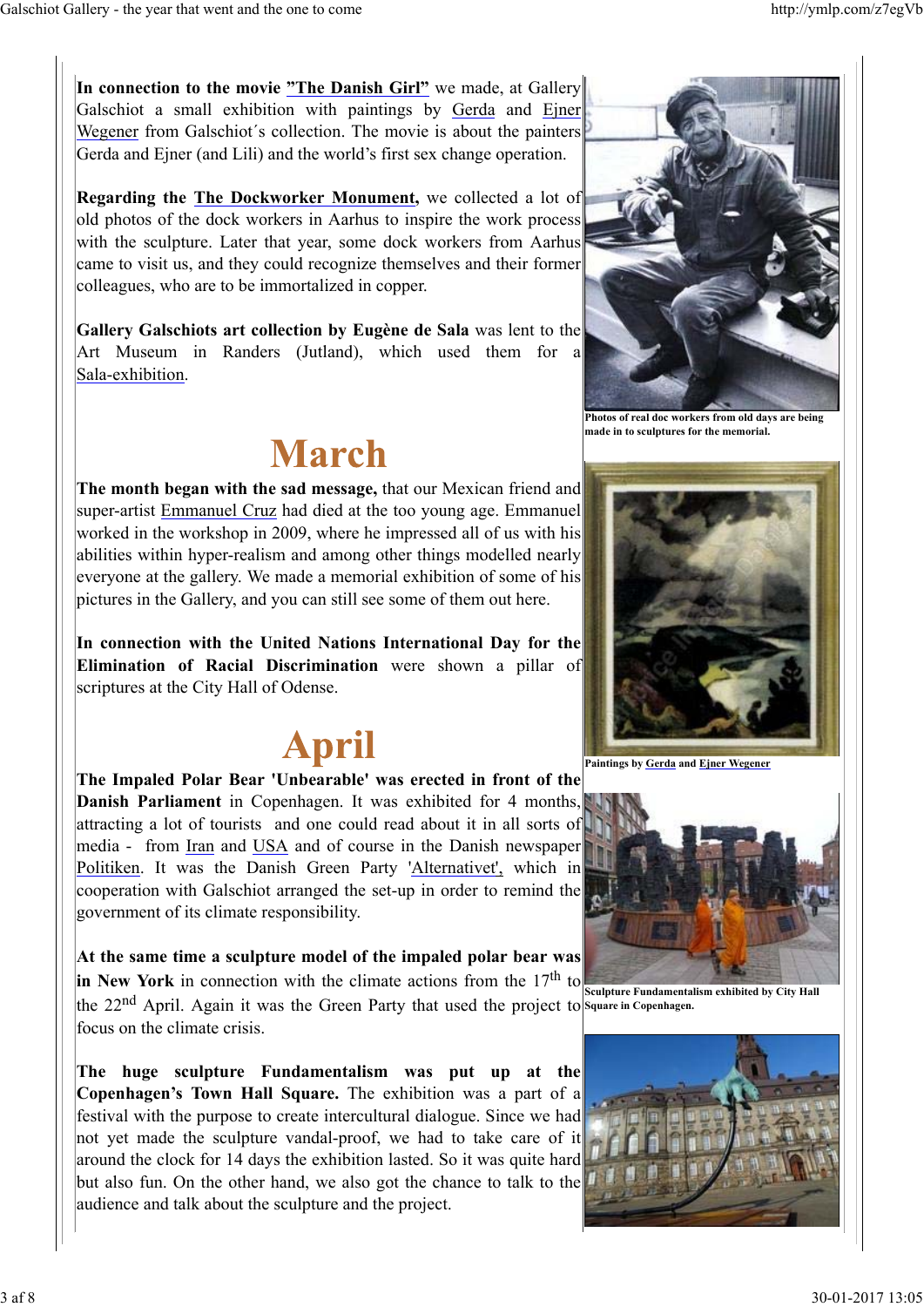**In connection to the movie "The Danish Girl"** we made, at Gallery Galschiot a small exhibition with paintings by Gerda and Ejner Wegener from Galschiot´s collection. The movie is about the painters Gerda and Ejner (and Lili) and the world's first sex change operation.

**Regarding the The Dockworker Monument,** we collected a lot of old photos of the dock workers in Aarhus to inspire the work process with the sculpture. Later that year, some dock workers from Aarhus came to visit us, and they could recognize themselves and their former colleagues, who are to be immortalized in copper.

**Gallery Galschiots art collection by Eugène de Sala** was lent to the Art Museum in Randers (Jutland), which used them for a Sala-exhibition.

# March

**The month began with the sad message,** that our Mexican friend and super-artist Emmanuel Cruz had died at the too young age. Emmanuel worked in the workshop in 2009, where he impressed all of us with his abilities within hyper-realism and among other things modelled nearly everyone at the gallery. We made a memorial exhibition of some of his pictures in the Gallery, and you can still see some of them out here.

**In connection with the United Nations International Day for the Elimination of Racial Discrimination** were shown a pillar of scriptures at the City Hall of Odense.

# April

**The Impaled Polar Bear 'Unbearable' was erected in front of the Danish Parliament** in Copenhagen. It was exhibited for 4 months, attracting a lot of tourists and one could read about it in all sorts of media - from Iran and USA and of course in the Danish newspaper Politiken. It was the Danish Green Party 'Alternativet', which in cooperation with Galschiot arranged the set-up in order to remind the government of its climate responsibility.

**At the same time a sculpture model of the impaled polar bear was in New York** in connection with the climate actions from the 17th to the 22nd April. Again it was the Green Party that used the project to focus on the climate crisis.

**The huge sculpture Fundamentalism was put up at the Copenhagen's Town Hall Square.** The exhibition was a part of a festival with the purpose to create intercultural dialogue. Since we had not yet made the sculpture vandal-proof, we had to take care of it around the clock for 14 days the exhibition lasted. So it was quite hard but also fun. On the other hand, we also got the chance to talk to the audience and talk about the sculpture and the project.

**Photos of real doc workers from old days are being made in to sculptures for the memorial.**

**Paintings by Gerda and Ejner Wegener**

**Sculpture Fundamentalism exhibited by City Hall Square in Copenhagen.**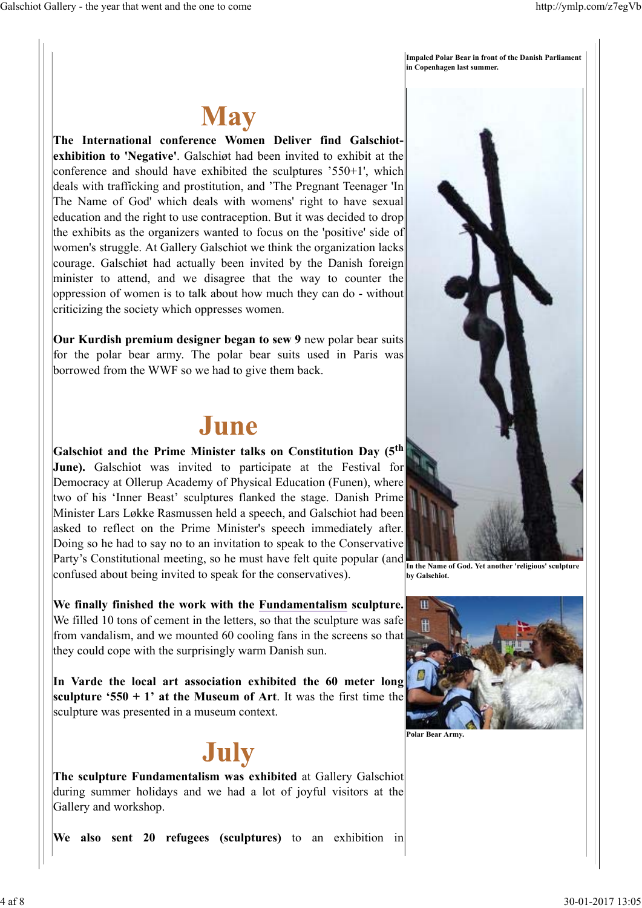Impaled Polar Bear in front of the Danish Parliament in Copenhagen last summer.

## May

**The International conference Women Deliver find Galschiot-exhibition to 'Negative'**. Galschiøt had been invited to exhibit at the conference and should have exhibited the sculptures ’550+1', which deals with trafficking and prostitution, and ’The Pregnant Teenager 'In The Name of God' which deals with womens' right to have sexual education and the right to use contraception. But it was decided to drop the exhibits as the organizers wanted to focus on the 'positive' side of women's struggle. At Gallery Galschiot we think the organization lacks courage. Galschiøt had actually been invited by the Danish foreign minister to attend, and we disagree that the way to counter the oppression of women is to talk about how much they can do - without criticizing the society which oppresses women.

**Our Kurdish premium designer began to sew 9** new polar bear suits for the polar bear army. The polar bear suits used in Paris was borrowed from the WWF so we had to give them back.

## June

**Galschiot and the Prime Minister talks on Constitution Day (5th June).** Galschiot was invited to participate at the Festival for Democracy at Ollerup Academy of Physical Education (Funen), where two of his ‘Inner Beast’ sculptures flanked the stage. Danish Prime Minister Lars Løkke Rasmussen held a speech, and Galschiot had been asked to reflect on the Prime Minister's speech immediately after. Doing so he had to say no to an invitation to speak to the Conservative Party’s Constitutional meeting, so he must have felt quite popular (and confused about being invited to speak for the conservatives).

In the Name of God. Yet another 'religious' sculpture by Galschiot.

**We finally finished the work with the Fundamentalism sculpture.** We filled 10 tons of cement in the letters, so that the sculpture was safe from vandalism, and we mounted 60 cooling fans in the screens so that they could cope with the surprisingly warm Danish sun.

**In Varde the local art association exhibited the 60 meter long sculpture ‘550 + 1’ at the Museum of Art**. It was the first time the sculpture was presented in a museum context.

Polar Bear Army.

## July

**The sculpture Fundamentalism was exhibited** at Gallery Galschiot during summer holidays and we had a lot of joyful visitors at the Gallery and workshop.

**We also sent 20 refugees (sculptures)** to an exhibition in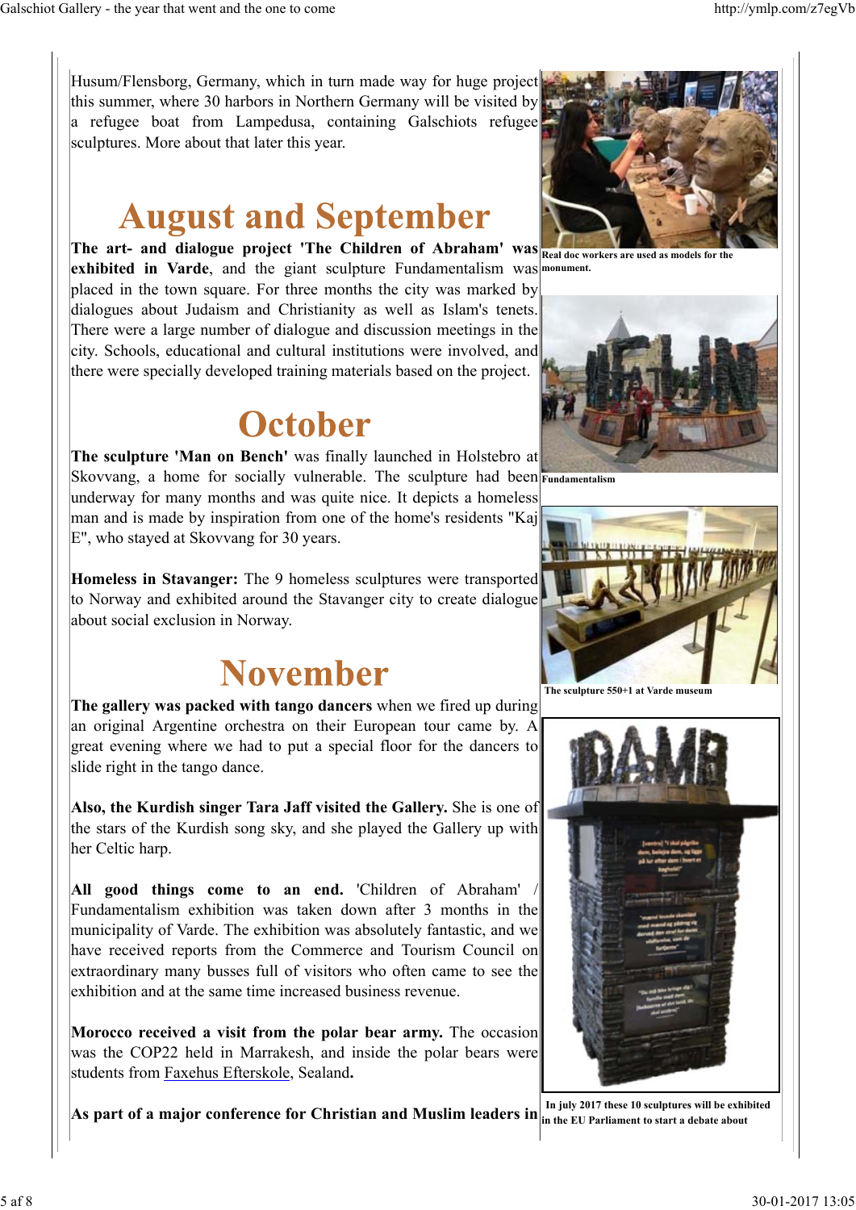Husum/Flensborg, Germany, which in turn made way for huge project this summer, where 30 harbors in Northern Germany will be visited by a refugee boat from Lampedusa, containing Galschiots refugee sculptures. More about that later this year.

# August and September

**The art- and dialogue project 'The Children of Abraham' was exhibited in Varde**, and the giant sculpture Fundamentalism was placed in the town square. For three months the city was marked by dialogues about Judaism and Christianity as well as Islam's tenets. There were a large number of dialogue and discussion meetings in the city. Schools, educational and cultural institutions were involved, and there were specially developed training materials based on the project.

# October

**The sculpture 'Man on Bench'** was finally launched in Holstebro at Skovvang, a home for socially vulnerable. The sculpture had been underway for many months and was quite nice. It depicts a homeless man and is made by inspiration from one of the home's residents "Kaj E", who stayed at Skovvang for 30 years.

**Homeless in Stavanger:** The 9 homeless sculptures were transported to Norway and exhibited around the Stavanger city to create dialogue about social exclusion in Norway.

# November

**The gallery was packed with tango dancers** when we fired up during an original Argentine orchestra on their European tour came by. A great evening where we had to put a special floor for the dancers to slide right in the tango dance.

**Also, the Kurdish singer Tara Jaff visited the Gallery.** She is one of the stars of the Kurdish song sky, and she played the Gallery up with her Celtic harp.

**All good things come to an end.** 'Children of Abraham' / Fundamentalism exhibition was taken down after 3 months in the municipality of Varde. The exhibition was absolutely fantastic, and we have received reports from the Commerce and Tourism Council on extraordinary many busses full of visitors who often came to see the exhibition and at the same time increased business revenue.

**Morocco received a visit from the polar bear army.** The occasion was the COP22 held in Marrakesh, and inside the polar bears were students from Faxehus Efterskole, Sealand**.**

**As part of a major conference for Christian and Muslim leaders in**

**Real doc workers are used as models for the monument.**

**Fundamentalism**

**The sculpture 550+1 at Varde museum**

**In july 2017 these 10 sculptures will be exhibited in the EU Parliament to start a debate about**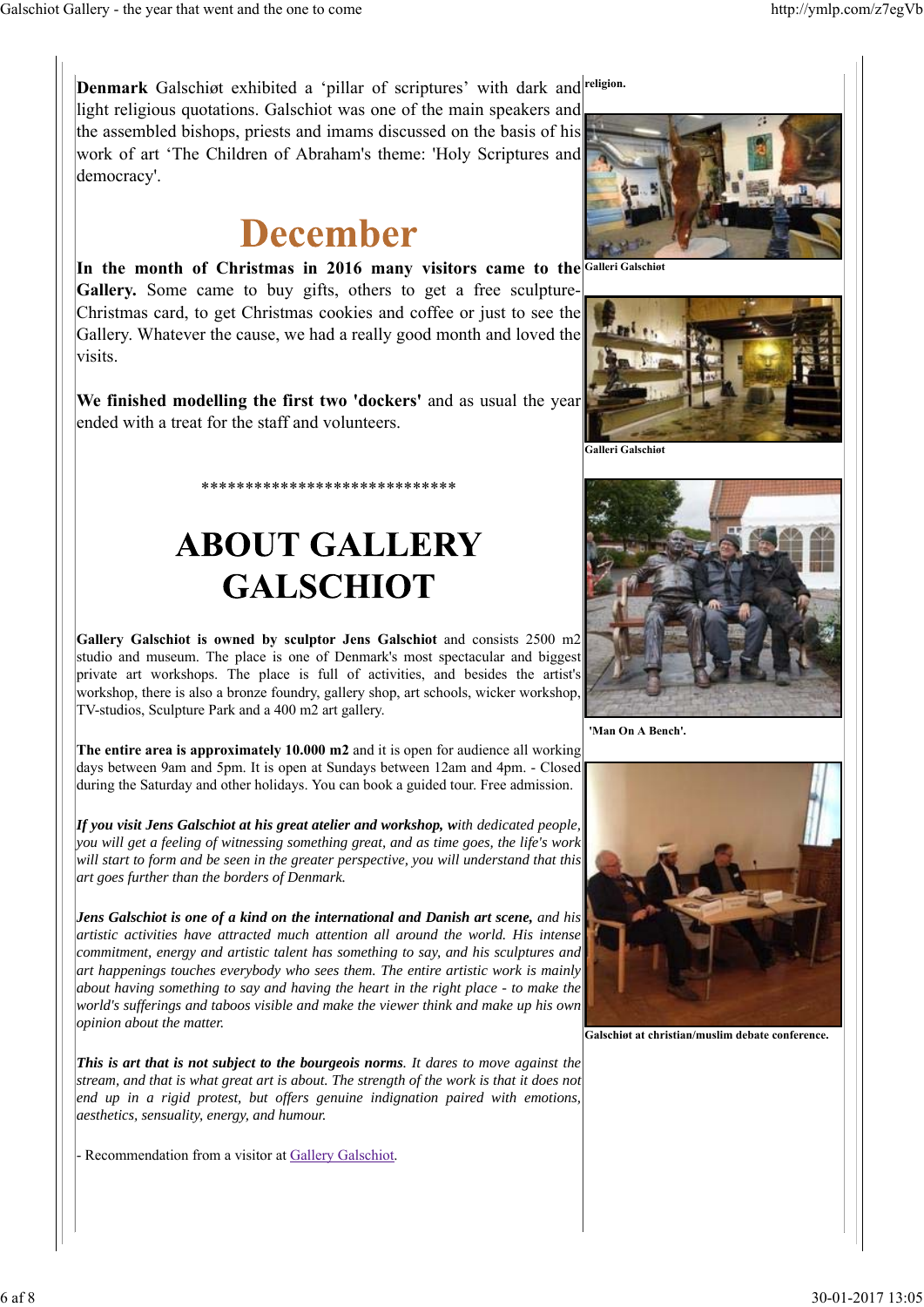**Denmark** Galschiøt exhibited a 'pillar of scriptures' with dark and light religious quotations. Galschiot was one of the main speakers and the assembled bishops, priests and imams discussed on the basis of his work of art 'The Children of Abraham's theme: 'Holy Scriptures and democracy'.

## December

**In the month of Christmas in 2016 many visitors came to the Gallery.** Some came to buy gifts, others to get a free sculpture-Christmas card, to get Christmas cookies and coffee or just to see the Gallery. Whatever the cause, we had a really good month and loved the visits.

**We finished modelling the first two 'dockers'** and as usual the year ended with a treat for the staff and volunteers.

****************************

# ABOUT GALLERY GALSCHIOT

**Gallery Galschiot is owned by sculptor Jens Galschiot** and consists 2500 m2 studio and museum. The place is one of Denmark's most spectacular and biggest private art workshops. The place is full of activities, and besides the artist's workshop, there is also a bronze foundry, gallery shop, art schools, wicker workshop, TV-studios, Sculpture Park and a 400 m2 art gallery.

**The entire area is approximately 10.000 m2** and it is open for audience all working days between 9am and 5pm. It is open at Sundays between 12am and 4pm. - Closed during the Saturday and other holidays. You can book a guided tour. Free admission.

***If you visit Jens Galschiot at his great atelier and workshop, w****ith dedicated people, you will get a feeling of witnessing something great, and as time goes, the life's work will start to form and be seen in the greater perspective, you will understand that this art goes further than the borders of Denmark.*

***Jens Galschiot is one of a kind on the international and Danish art scene,*** *and his artistic activities have attracted much attention all around the world. His intense commitment, energy and artistic talent has something to say, and his sculptures and art happenings touches everybody who sees them. The entire artistic work is mainly about having something to say and having the heart in the right place - to make the world's sufferings and taboos visible and make the viewer think and make up his own opinion about the matter.*

***This is art that is not subject to the bourgeois norms****. It dares to move against the stream, and that is what great art is about. The strength of the work is that it does not end up in a rigid protest, but offers genuine indignation paired with emotions, aesthetics, sensuality, energy, and humour.*

- Recommendation from a visitor at Gallery Galschiot.

**religion.**

**Galleri Galschiøt**

**Galleri Galschiøt**

**'Man On A Bench'.**

**Galschiøt at christian/muslim debate conference.**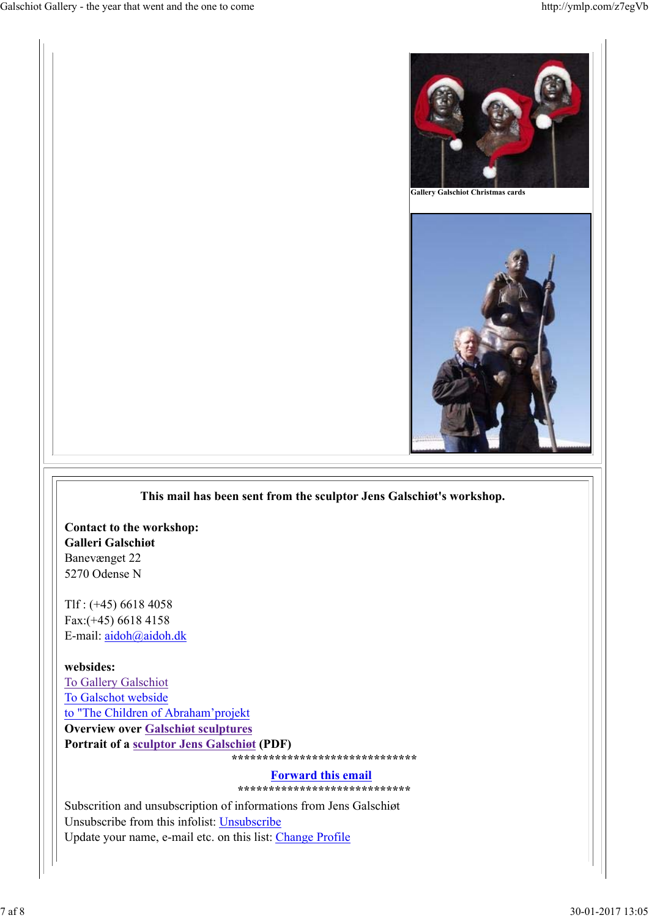Gallery Galschiot Christmas cards

**This mail has been sent from the sculptor Jens Galschiøt's workshop.**

**Contact to the workshop:**
**Galleri Galschiøt**
Banevænget 22
5270 Odense N

Tlf : (+45) 6618 4058
Fax:(+45) 6618 4158
E-mail: aidoh@aidoh.dk

**websides:**
To Gallery Galschiot
To Galschot webside
to "The Children of Abraham'projekt
**Overview over Galschiøt sculptures**
**Portrait of a sculptor Jens Galschiøt (PDF)**

******************************

**Forward this email**

****************************

Subscrition and unsubscription of informations from Jens Galschiøt
Unsubscribe from this infolist: Unsubscribe
Update your name, e-mail etc. on this list: Change Profile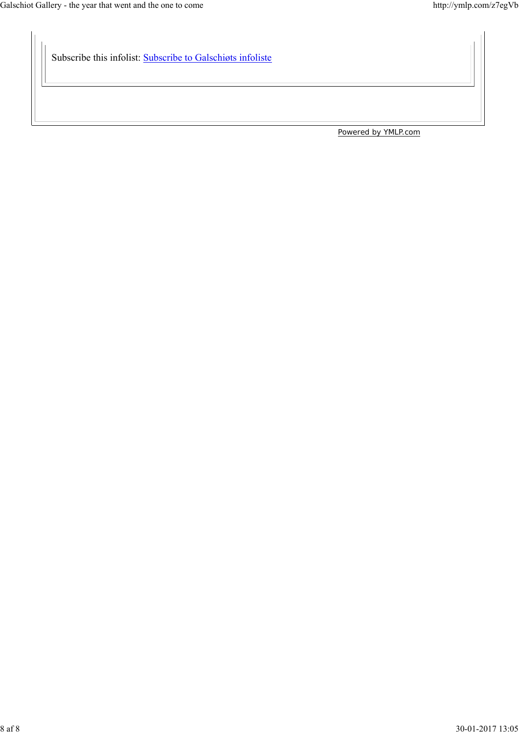Subscribe this infolist: Subscribe to Galschiøts infoliste

Powered by YMLP.com